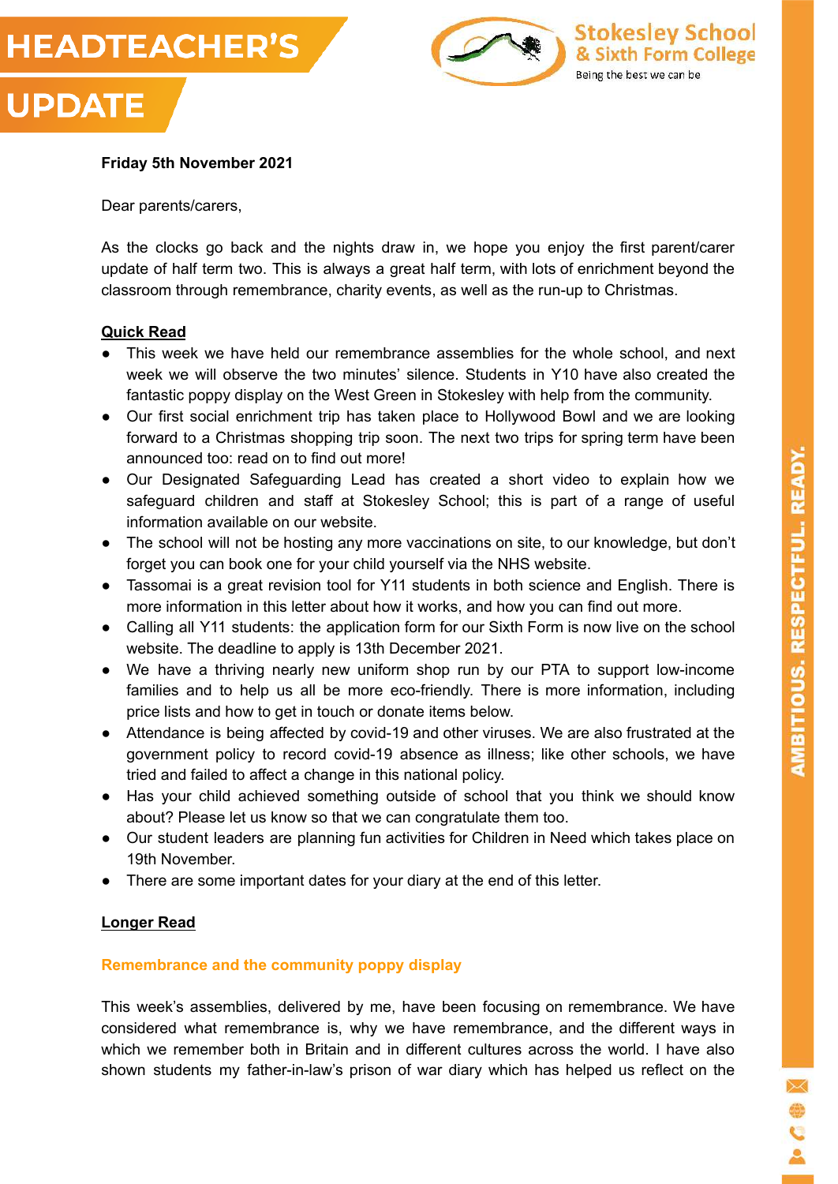# HEADTEACHER'S UPDATE

Stokesley School & Sixth Form College

Being the best we can be

**Friday 5th November 2021**

Dear parents/carers,

As the clocks go back and the nights draw in, we hope you enjoy the first parent/carer update of half term two. This is always a great half term, with lots of enrichment beyond the classroom through remembrance, charity events, as well as the run-up to Christmas.

## Quick Read

- This week we have held our remembrance assemblies for the whole school, and next week we will observe the two minutes' silence. Students in Y10 have also created the fantastic poppy display on the West Green in Stokesley with help from the community.
- Our first social enrichment trip has taken place to Hollywood Bowl and we are looking forward to a Christmas shopping trip soon. The next two trips for spring term have been announced too: read on to find out more!
- Our Designated Safeguarding Lead has created a short video to explain how we safeguard children and staff at Stokesley School; this is part of a range of useful information available on our website.
- The school will not be hosting any more vaccinations on site, to our knowledge, but don't forget you can book one for your child yourself via the NHS website.
- Tassomai is a great revision tool for Y11 students in both science and English. There is more information in this letter about how it works, and how you can find out more.
- Calling all Y11 students: the application form for our Sixth Form is now live on the school website. The deadline to apply is 13th December 2021.
- We have a thriving nearly new uniform shop run by our PTA to support low-income families and to help us all be more eco-friendly. There is more information, including price lists and how to get in touch or donate items below.
- Attendance is being affected by covid-19 and other viruses. We are also frustrated at the government policy to record covid-19 absence as illness; like other schools, we have tried and failed to affect a change in this national policy.
- Has your child achieved something outside of school that you think we should know about? Please let us know so that we can congratulate them too.
- Our student leaders are planning fun activities for Children in Need which takes place on 19th November.
- There are some important dates for your diary at the end of this letter.

## Longer Read

### Remembrance and the community poppy display

This week's assemblies, delivered by me, have been focusing on remembrance. We have considered what remembrance is, why we have remembrance, and the different ways in which we remember both in Britain and in different cultures across the world. I have also shown students my father-in-law's prison of war diary which has helped us reflect on the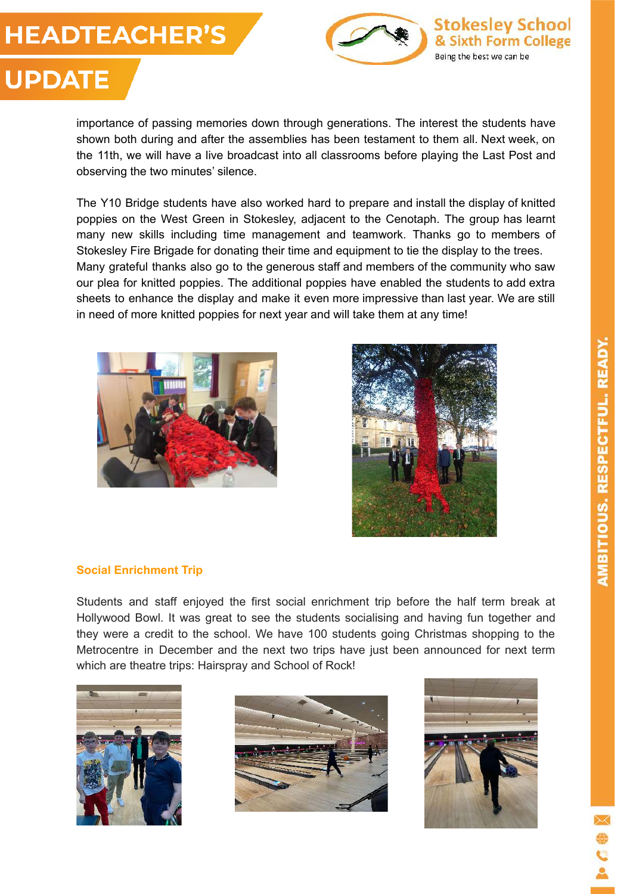importance of passing memories down through generations. The interest the students have shown both during and after the assemblies has been testament to them all. Next week, on the 11th, we will have a live broadcast into all classrooms before playing the Last Post and observing the two minutes' silence.

The Y10 Bridge students have also worked hard to prepare and install the display of knitted poppies on the West Green in Stokesley, adjacent to the Cenotaph. The group has learnt many new skills including time management and teamwork. Thanks go to members of Stokesley Fire Brigade for donating their time and equipment to tie the display to the trees. Many grateful thanks also go to the generous staff and members of the community who saw our plea for knitted poppies. The additional poppies have enabled the students to add extra sheets to enhance the display and make it even more impressive than last year. We are still in need of more knitted poppies for next year and will take them at any time!

## Social Enrichment Trip

Students and staff enjoyed the first social enrichment trip before the half term break at Hollywood Bowl. It was great to see the students socialising and having fun together and they were a credit to the school. We have 100 students going Christmas shopping to the Metrocentre in December and the next two trips have just been announced for next term which are theatre trips: Hairspray and School of Rock!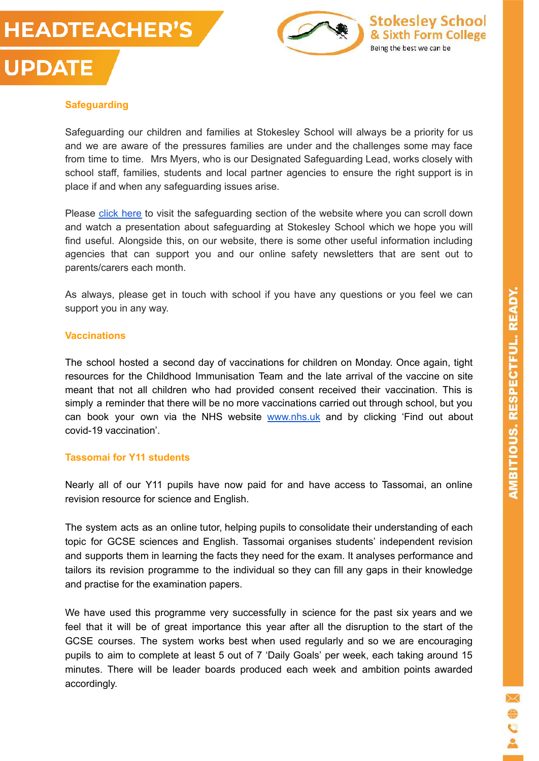## Safeguarding

Safeguarding our children and families at Stokesley School will always be a priority for us and we are aware of the pressures families are under and the challenges some may face from time to time. Mrs Myers, who is our Designated Safeguarding Lead, works closely with school staff, families, students and local partner agencies to ensure the right support is in place if and when any safeguarding issues arise.

Please click here to visit the safeguarding section of the website where you can scroll down and watch a presentation about safeguarding at Stokesley School which we hope you will find useful. Alongside this, on our website, there is some other useful information including agencies that can support you and our online safety newsletters that are sent out to parents/carers each month.

As always, please get in touch with school if you have any questions or you feel we can support you in any way.

## Vaccinations

The school hosted a second day of vaccinations for children on Monday. Once again, tight resources for the Childhood Immunisation Team and the late arrival of the vaccine on site meant that not all children who had provided consent received their vaccination. This is simply a reminder that there will be no more vaccinations carried out through school, but you can book your own via the NHS website www.nhs.uk and by clicking 'Find out about covid-19 vaccination'.

## Tassomai for Y11 students

Nearly all of our Y11 pupils have now paid for and have access to Tassomai, an online revision resource for science and English.

The system acts as an online tutor, helping pupils to consolidate their understanding of each topic for GCSE sciences and English. Tassomai organises students' independent revision and supports them in learning the facts they need for the exam. It analyses performance and tailors its revision programme to the individual so they can fill any gaps in their knowledge and practise for the examination papers.

We have used this programme very successfully in science for the past six years and we feel that it will be of great importance this year after all the disruption to the start of the GCSE courses. The system works best when used regularly and so we are encouraging pupils to aim to complete at least 5 out of 7 'Daily Goals' per week, each taking around 15 minutes. There will be leader boards produced each week and ambition points awarded accordingly.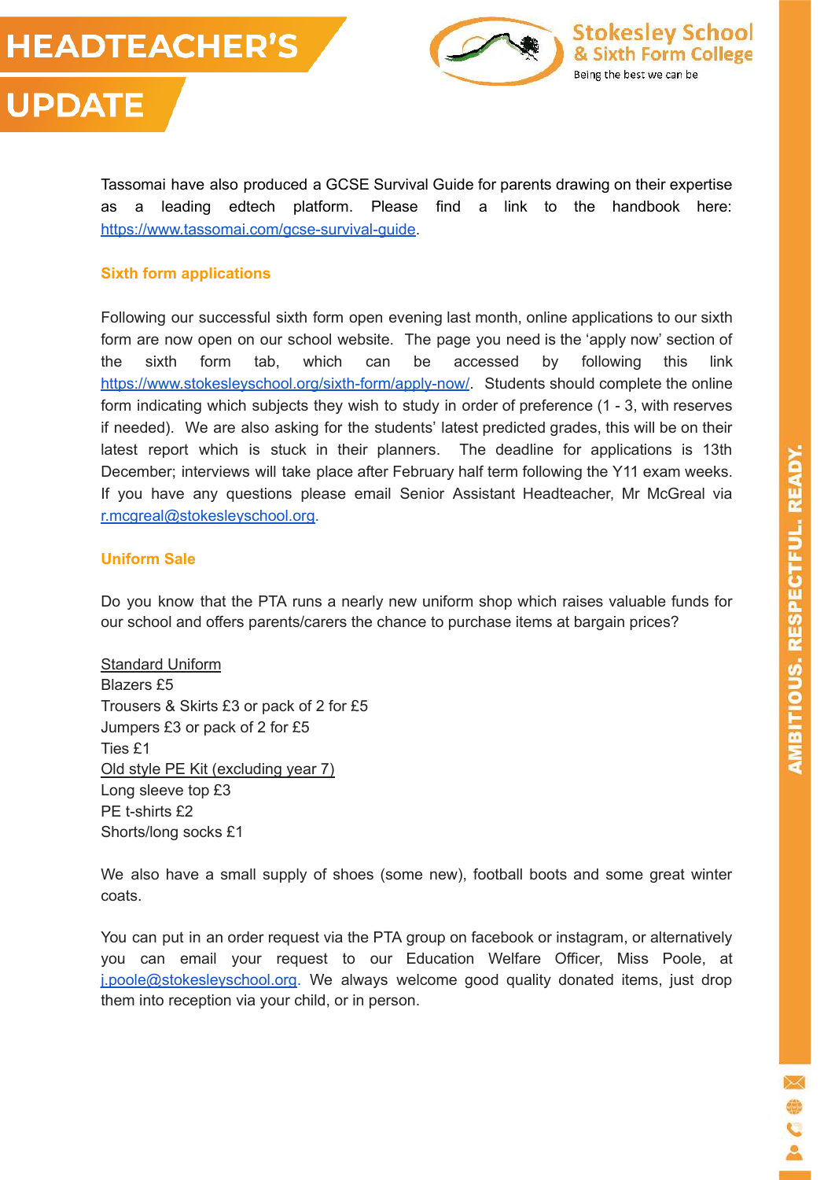Tassomai have also produced a GCSE Survival Guide for parents drawing on their expertise as a leading edtech platform. Please find a link to the handbook here: https://www.tassomai.com/gcse-survival-guide.

## Sixth form applications

Following our successful sixth form open evening last month, online applications to our sixth form are now open on our school website. The page you need is the 'apply now' section of the sixth form tab, which can be accessed by following this link https://www.stokesleyschool.org/sixth-form/apply-now/. Students should complete the online form indicating which subjects they wish to study in order of preference (1 - 3, with reserves if needed). We are also asking for the students' latest predicted grades, this will be on their latest report which is stuck in their planners. The deadline for applications is 13th December; interviews will take place after February half term following the Y11 exam weeks. If you have any questions please email Senior Assistant Headteacher, Mr McGreal via r.mcgreal@stokesleyschool.org.

## Uniform Sale

Do you know that the PTA runs a nearly new uniform shop which raises valuable funds for our school and offers parents/carers the chance to purchase items at bargain prices?

Standard Uniform
Blazers £5
Trousers & Skirts £3 or pack of 2 for £5
Jumpers £3 or pack of 2 for £5
Ties £1
Old style PE Kit (excluding year 7)
Long sleeve top £3
PE t-shirts £2
Shorts/long socks £1

We also have a small supply of shoes (some new), football boots and some great winter coats.

You can put in an order request via the PTA group on facebook or instagram, or alternatively you can email your request to our Education Welfare Officer, Miss Poole, at j.poole@stokesleyschool.org. We always welcome good quality donated items, just drop them into reception via your child, or in person.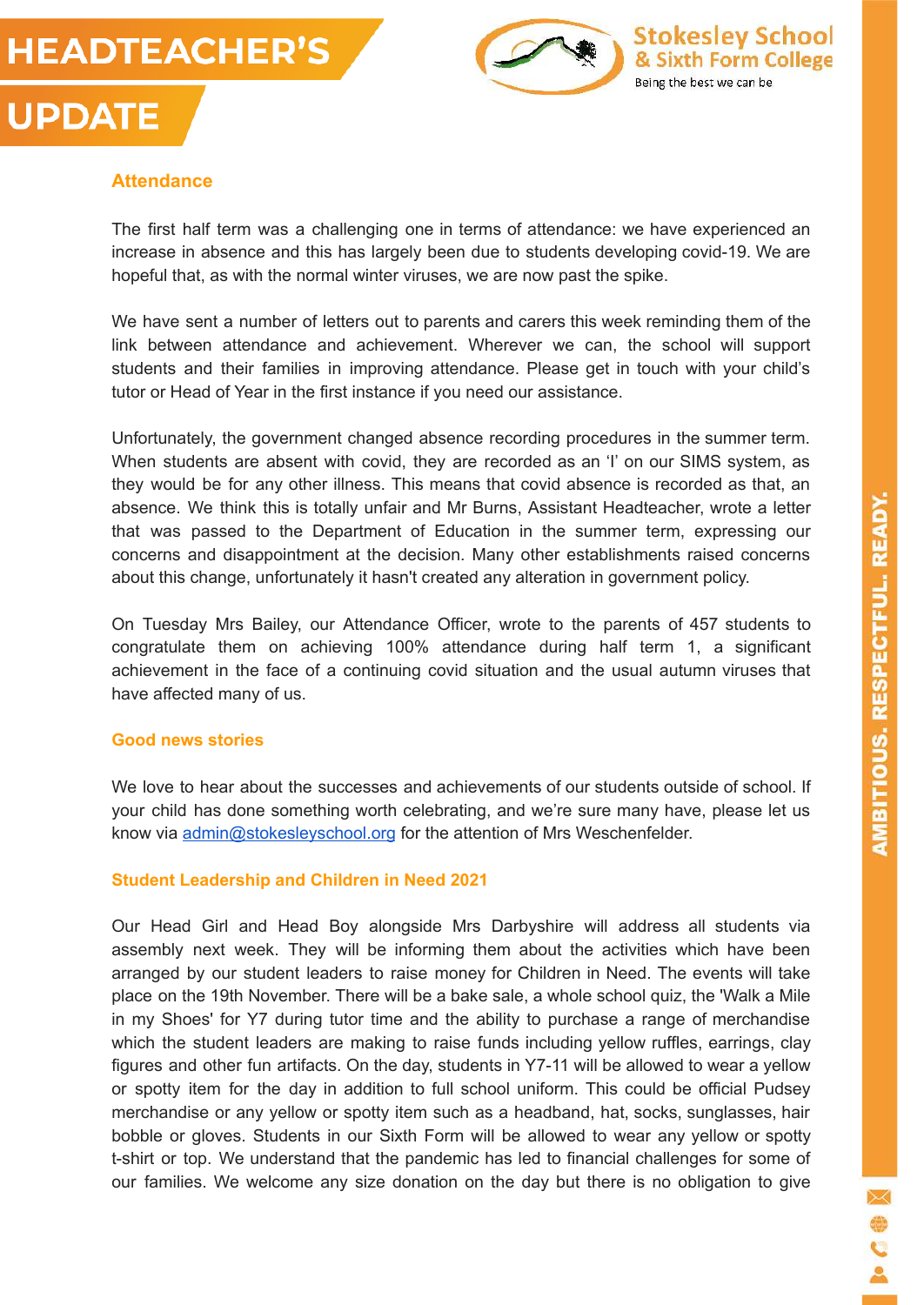## Attendance

The first half term was a challenging one in terms of attendance: we have experienced an increase in absence and this has largely been due to students developing covid-19. We are hopeful that, as with the normal winter viruses, we are now past the spike.

We have sent a number of letters out to parents and carers this week reminding them of the link between attendance and achievement. Wherever we can, the school will support students and their families in improving attendance. Please get in touch with your child's tutor or Head of Year in the first instance if you need our assistance.

Unfortunately, the government changed absence recording procedures in the summer term. When students are absent with covid, they are recorded as an 'I' on our SIMS system, as they would be for any other illness. This means that covid absence is recorded as that, an absence. We think this is totally unfair and Mr Burns, Assistant Headteacher, wrote a letter that was passed to the Department of Education in the summer term, expressing our concerns and disappointment at the decision. Many other establishments raised concerns about this change, unfortunately it hasn't created any alteration in government policy.

On Tuesday Mrs Bailey, our Attendance Officer, wrote to the parents of 457 students to congratulate them on achieving 100% attendance during half term 1, a significant achievement in the face of a continuing covid situation and the usual autumn viruses that have affected many of us.

## Good news stories

We love to hear about the successes and achievements of our students outside of school. If your child has done something worth celebrating, and we're sure many have, please let us know via [admin@stokesleyschool.org](mailto:admin@stokesleyschool.org) for the attention of Mrs Weschenfelder.

## Student Leadership and Children in Need 2021

Our Head Girl and Head Boy alongside Mrs Darbyshire will address all students via assembly next week. They will be informing them about the activities which have been arranged by our student leaders to raise money for Children in Need. The events will take place on the 19th November. There will be a bake sale, a whole school quiz, the 'Walk a Mile in my Shoes' for Y7 during tutor time and the ability to purchase a range of merchandise which the student leaders are making to raise funds including yellow ruffles, earrings, clay figures and other fun artifacts. On the day, students in Y7-11 will be allowed to wear a yellow or spotty item for the day in addition to full school uniform. This could be official Pudsey merchandise or any yellow or spotty item such as a headband, hat, socks, sunglasses, hair bobble or gloves. Students in our Sixth Form will be allowed to wear any yellow or spotty t-shirt or top. We understand that the pandemic has led to financial challenges for some of our families. We welcome any size donation on the day but there is no obligation to give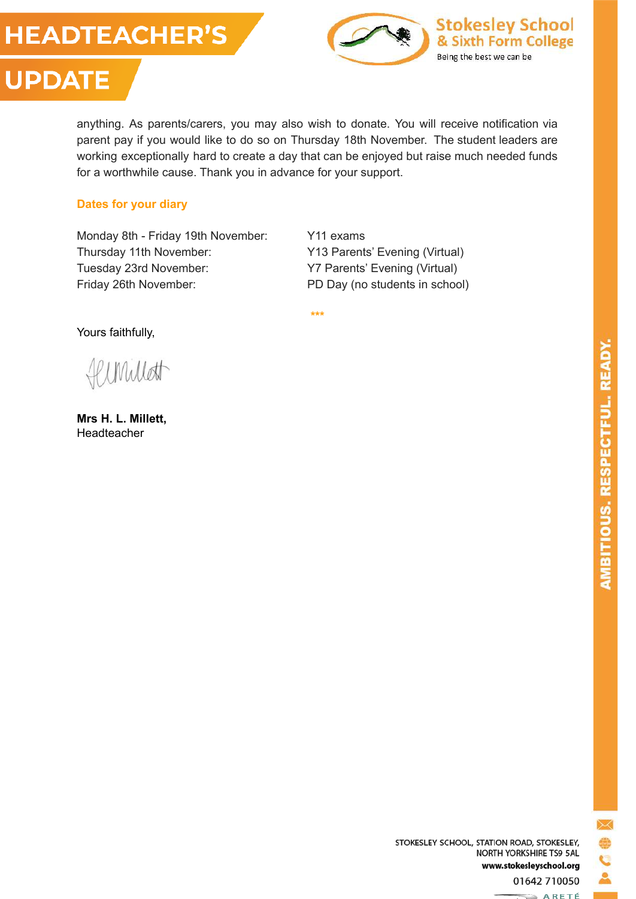anything. As parents/carers, you may also wish to donate. You will receive notification via parent pay if you would like to do so on Thursday 18th November. The student leaders are working exceptionally hard to create a day that can be enjoyed but raise much needed funds for a worthwhile cause. Thank you in advance for your support.

### Dates for your diary

| | |
|---|---|
| Monday 8th - Friday 19th November: | Y11 exams |
| Thursday 11th November: | Y13 Parents' Evening (Virtual) |
| Tuesday 23rd November: | Y7 Parents' Evening (Virtual) |
| Friday 26th November: | PD Day (no students in school) |

***

Yours faithfully,

**Mrs H. L. Millett,**
Headteacher